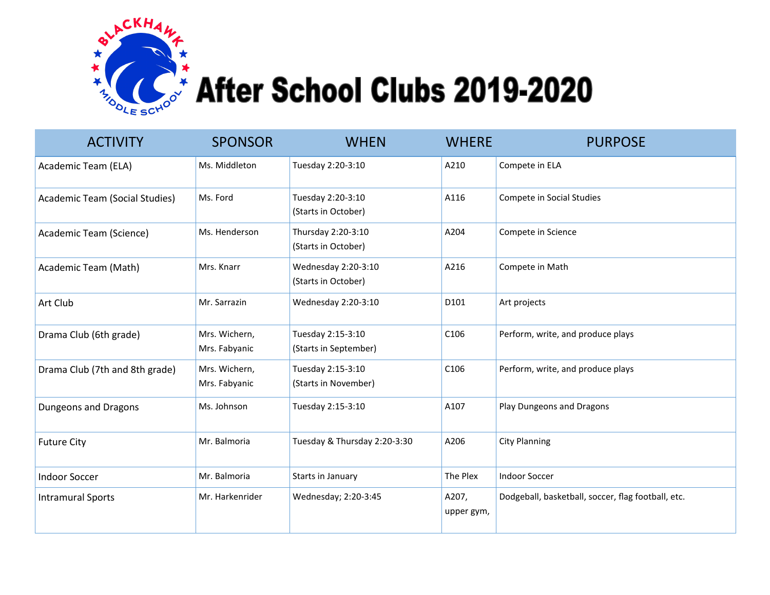# After School Clubs 2019-2020

| ACTIVITY | SPONSOR | WHEN | WHERE | PURPOSE |
|---|---|---|---|---|
| Academic Team (ELA) | Ms. Middleton | Tuesday 2:20-3:10 | A210 | Compete in ELA |
| Academic Team (Social Studies) | Ms. Ford | Tuesday 2:20-3:10 (Starts in October) | A116 | Compete in Social Studies |
| Academic Team (Science) | Ms. Henderson | Thursday 2:20-3:10 (Starts in October) | A204 | Compete in Science |
| Academic Team (Math) | Mrs. Knarr | Wednesday 2:20-3:10 (Starts in October) | A216 | Compete in Math |
| Art Club | Mr. Sarrazin | Wednesday 2:20-3:10 | D101 | Art projects |
| Drama Club (6th grade) | Mrs. Wichern, Mrs. Fabyanic | Tuesday 2:15-3:10 (Starts in September) | C106 | Perform, write, and produce plays |
| Drama Club (7th and 8th grade) | Mrs. Wichern, Mrs. Fabyanic | Tuesday 2:15-3:10 (Starts in November) | C106 | Perform, write, and produce plays |
| Dungeons and Dragons | Ms. Johnson | Tuesday 2:15-3:10 | A107 | Play Dungeons and Dragons |
| Future City | Mr. Balmoria | Tuesday & Thursday 2:20-3:30 | A206 | City Planning |
| Indoor Soccer | Mr. Balmoria | Starts in January | The Plex | Indoor Soccer |
| Intramural Sports | Mr. Harkenrider | Wednesday; 2:20-3:45 | A207, upper gym, | Dodgeball, basketball, soccer, flag football, etc. |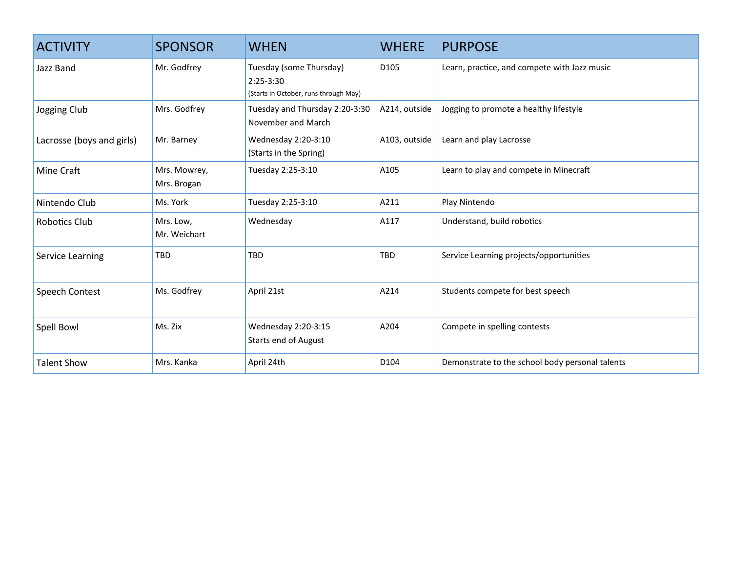| ACTIVITY | SPONSOR | WHEN | WHERE | PURPOSE |
|---|---|---|---|---|
| Jazz Band | Mr. Godfrey | Tuesday (some Thursday) 2:25-3:30 (Starts in October, runs through May) | D105 | Learn, practice, and compete with Jazz music |
| Jogging Club | Mrs. Godfrey | Tuesday and Thursday 2:20-3:30 November and March | A214, outside | Jogging to promote a healthy lifestyle |
| Lacrosse (boys and girls) | Mr. Barney | Wednesday 2:20-3:10 (Starts in the Spring) | A103, outside | Learn and play Lacrosse |
| Mine Craft | Mrs. Mowrey, Mrs. Brogan | Tuesday 2:25-3:10 | A105 | Learn to play and compete in Minecraft |
| Nintendo Club | Ms. York | Tuesday 2:25-3:10 | A211 | Play Nintendo |
| Robotics Club | Mrs. Low, Mr. Weichart | Wednesday | A117 | Understand, build robotics |
| Service Learning | TBD | TBD | TBD | Service Learning projects/opportunities |
| Speech Contest | Ms. Godfrey | April 21st | A214 | Students compete for best speech |
| Spell Bowl | Ms. Zix | Wednesday 2:20-3:15 Starts end of August | A204 | Compete in spelling contests |
| Talent Show | Mrs. Kanka | April 24th | D104 | Demonstrate to the school body personal talents |